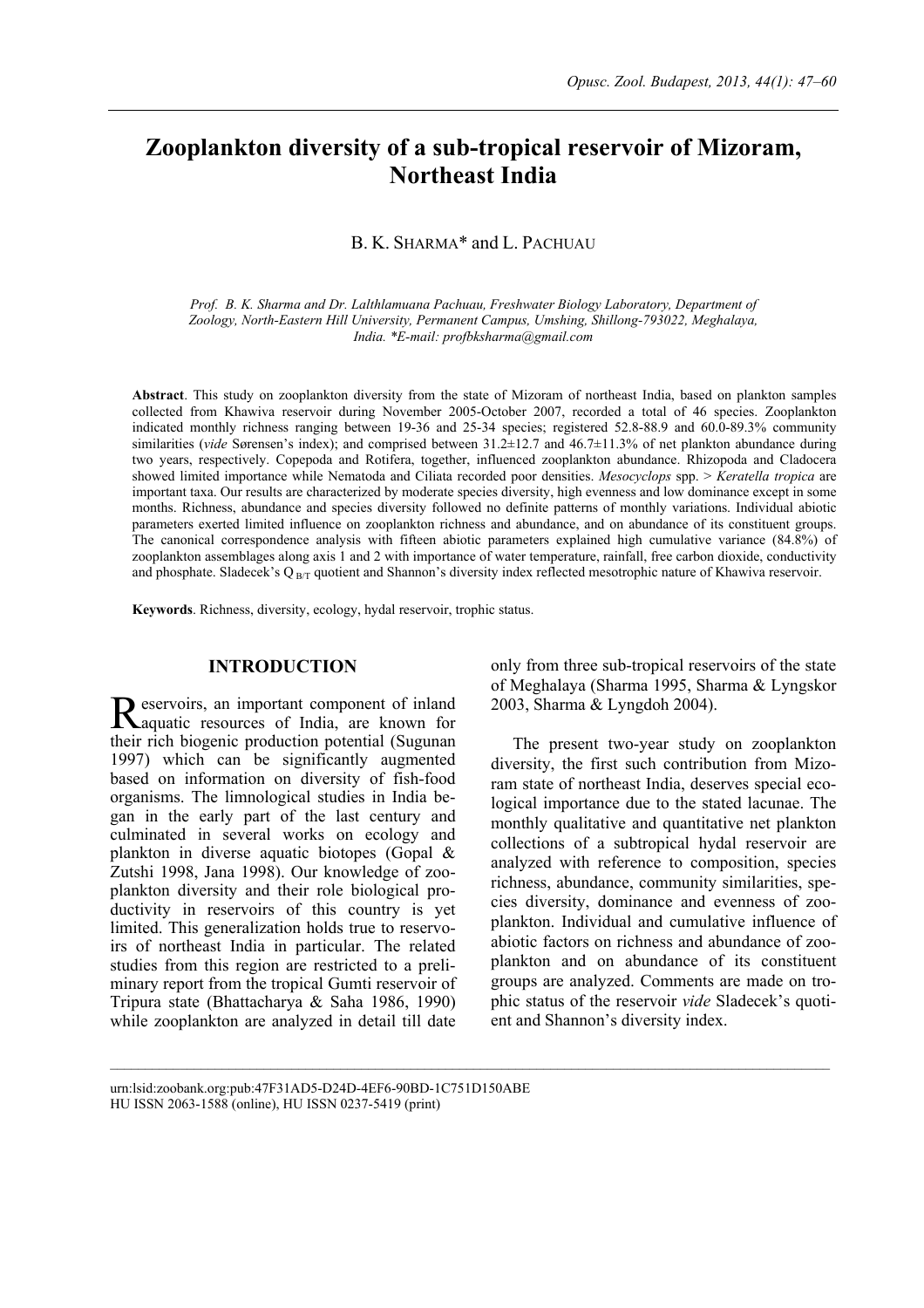# Zooplankton diversity of a sub-tropical reservoir of Mizoram, Northeast India

B. K. Sharma* and L. Pachuau

*Prof. B. K. Sharma and Dr. Lalthlamuana Pachuau, Freshwater Biology Laboratory, Department of Zoology, North-Eastern Hill University, Permanent Campus, Umshing, Shillong-793022, Meghalaya, India. \*E-mail: profbksharma@gmail.com*

**Abstract**. This study on zooplankton diversity from the state of Mizoram of northeast India, based on plankton samples collected from Khawiva reservoir during November 2005-October 2007, recorded a total of 46 species. Zooplankton indicated monthly richness ranging between 19-36 and 25-34 species; registered 52.8-88.9 and 60.0-89.3% community similarities (*vide* Sørensen's index); and comprised between 31.2±12.7 and 46.7±11.3% of net plankton abundance during two years, respectively. Copepoda and Rotifera, together, influenced zooplankton abundance. Rhizopoda and Cladocera showed limited importance while Nematoda and Ciliata recorded poor densities. *Mesocyclops* spp. > *Keratella tropica* are important taxa. Our results are characterized by moderate species diversity, high evenness and low dominance except in some months. Richness, abundance and species diversity followed no definite patterns of monthly variations. Individual abiotic parameters exerted limited influence on zooplankton richness and abundance, and on abundance of its constituent groups. The canonical correspondence analysis with fifteen abiotic parameters explained high cumulative variance (84.8%) of zooplankton assemblages along axis 1 and 2 with importance of water temperature, rainfall, free carbon dioxide, conductivity and phosphate. Sladecek's $Q_{B/T}$ quotient and Shannon's diversity index reflected mesotrophic nature of Khawiva reservoir.

**Keywords**. Richness, diversity, ecology, hydal reservoir, trophic status.

## INTRODUCTION

Reservoirs, an important component of inland aquatic resources of India, are known for their rich biogenic production potential (Sugunan 1997) which can be significantly augmented based on information on diversity of fish-food organisms. The limnological studies in India began in the early part of the last century and culminated in several works on ecology and plankton in diverse aquatic biotopes (Gopal & Zutshi 1998, Jana 1998). Our knowledge of zooplankton diversity and their role biological productivity in reservoirs of this country is yet limited. This generalization holds true to reservoirs of northeast India in particular. The related studies from this region are restricted to a preliminary report from the tropical Gumti reservoir of Tripura state (Bhattacharya & Saha 1986, 1990) while zooplankton are analyzed in detail till date only from three sub-tropical reservoirs of the state of Meghalaya (Sharma 1995, Sharma & Lyngskor 2003, Sharma & Lyngdoh 2004).

The present two-year study on zooplankton diversity, the first such contribution from Mizoram state of northeast India, deserves special ecological importance due to the stated lacunae. The monthly qualitative and quantitative net plankton collections of a subtropical hydal reservoir are analyzed with reference to composition, species richness, abundance, community similarities, species diversity, dominance and evenness of zooplankton. Individual and cumulative influence of abiotic factors on richness and abundance of zooplankton and on abundance of its constituent groups are analyzed. Comments are made on trophic status of the reservoir *vide* Sladecek's quotient and Shannon's diversity index.

urn:lsid:zoobank.org:pub:47F31AD5-D24D-4EF6-90BD-1C751D150ABE
HU ISSN 2063-1588 (online), HU ISSN 0237-5419 (print)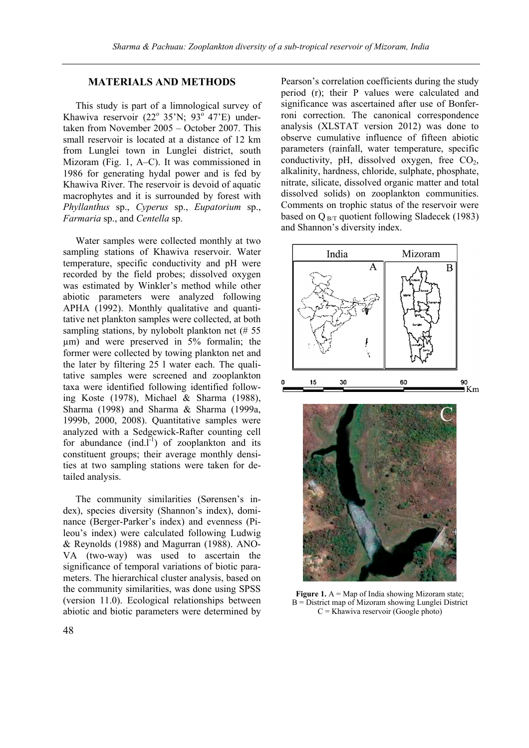## MATERIALS AND METHODS

This study is part of a limnological survey of Khawiva reservoir (22° 35'N; 93° 47'E) undertaken from November 2005 – October 2007. This small reservoir is located at a distance of 12 km from Lunglei town in Lunglei district, south Mizoram (Fig. 1, A–C). It was commissioned in 1986 for generating hydal power and is fed by Khawiva River. The reservoir is devoid of aquatic macrophytes and it is surrounded by forest with *Phyllanthus* sp., *Cyperus* sp., *Eupatorium* sp., *Farmaria* sp., and *Centella* sp.

Water samples were collected monthly at two sampling stations of Khawiva reservoir. Water temperature, specific conductivity and pH were recorded by the field probes; dissolved oxygen was estimated by Winkler's method while other abiotic parameters were analyzed following APHA (1992). Monthly qualitative and quantitative net plankton samples were collected, at both sampling stations, by nylobolt plankton net (# 55 μm) and were preserved in 5% formalin; the former were collected by towing plankton net and the later by filtering 25 l water each. The qualitative samples were screened and zooplankton taxa were identified following identified following Koste (1978), Michael & Sharma (1988), Sharma (1998) and Sharma & Sharma (1999a, 1999b, 2000, 2008). Quantitative samples were analyzed with a Sedgewick-Rafter counting cell for abundance (ind.$l^{-1}$) of zooplankton and its constituent groups; their average monthly densities at two sampling stations were taken for detailed analysis.

The community similarities (Sørensen's index), species diversity (Shannon's index), dominance (Berger-Parker's index) and evenness (Pileou's index) were calculated following Ludwig & Reynolds (1988) and Magurran (1988). ANOVA (two-way) was used to ascertain the significance of temporal variations of biotic parameters. The hierarchical cluster analysis, based on the community similarities, was done using SPSS (version 11.0). Ecological relationships between abiotic and biotic parameters were determined by Pearson's correlation coefficients during the study period (r); their P values were calculated and significance was ascertained after use of Bonferroni correction. The canonical correspondence analysis (XLSTAT version 2012) was done to observe cumulative influence of fifteen abiotic parameters (rainfall, water temperature, specific conductivity, pH, dissolved oxygen, free $CO_2$, alkalinity, hardness, chloride, sulphate, phosphate, nitrate, silicate, dissolved organic matter and total dissolved solids) on zooplankton communities. Comments on trophic status of the reservoir were based on $Q_{B/T}$ quotient following Sladecek (1983) and Shannon's diversity index.

India

Mizoram

A

B

0 15 30 60 90 Km

C

**Figure 1.** A = Map of India showing Mizoram state; B = District map of Mizoram showing Lunglei District C = Khawiva reservoir (Google photo)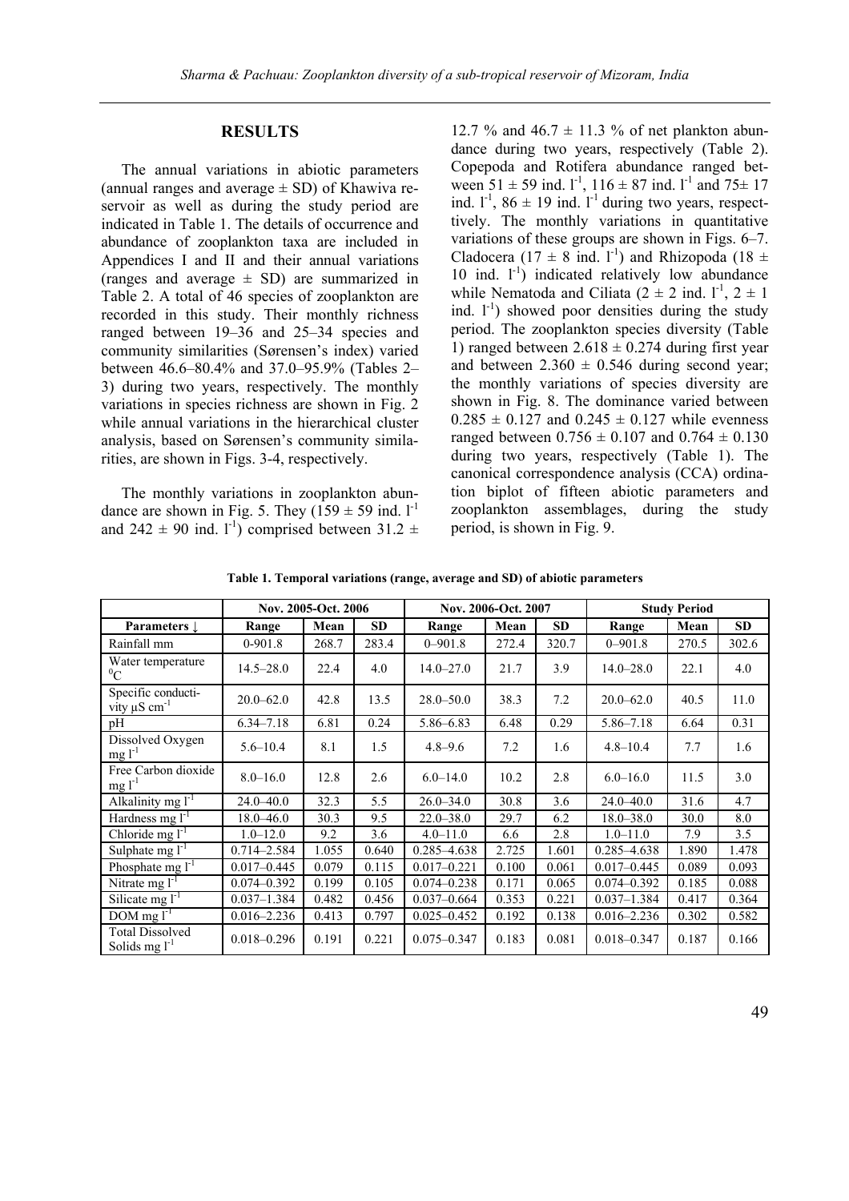## RESULTS

The annual variations in abiotic parameters (annual ranges and average ± SD) of Khawiva reservoir as well as during the study period are indicated in Table 1. The details of occurrence and abundance of zooplankton taxa are included in Appendices I and II and their annual variations (ranges and average ± SD) are summarized in Table 2. A total of 46 species of zooplankton are recorded in this study. Their monthly richness ranged between 19–36 and 25–34 species and community similarities (Sørensen's index) varied between 46.6–80.4% and 37.0–95.9% (Tables 2–3) during two years, respectively. The monthly variations in species richness are shown in Fig. 2 while annual variations in the hierarchical cluster analysis, based on Sørensen's community similarities, are shown in Figs. 3-4, respectively.

The monthly variations in zooplankton abundance are shown in Fig. 5. They (159 ± 59 ind. $l^{-1}$ and 242 ± 90 ind. $l^{-1}$) comprised between 31.2 ± 12.7 % and 46.7 ± 11.3 % of net plankton abundance during two years, respectively (Table 2). Copepoda and Rotifera abundance ranged between 51 ± 59 ind. $l^{-1}$, 116 ± 87 ind. $l^{-1}$ and 75± 17 ind. $l^{-1}$, 86 ± 19 ind. $l^{-1}$ during two years, respectively. The monthly variations in quantitative variations of these groups are shown in Figs. 6–7. Cladocera (17 ± 8 ind. $l^{-1}$) and Rhizopoda (18 ± 10 ind. $l^{-1}$) indicated relatively low abundance while Nematoda and Ciliata (2 ± 2 ind. $l^{-1}$, 2 ± 1 ind. $l^{-1}$) showed poor densities during the study period. The zooplankton species diversity (Table 1) ranged between 2.618 ± 0.274 during first year and between 2.360 ± 0.546 during second year; the monthly variations of species diversity are shown in Fig. 8. The dominance varied between 0.285 ± 0.127 and 0.245 ± 0.127 while evenness ranged between 0.756 ± 0.107 and 0.764 ± 0.130 during two years, respectively (Table 1). The canonical correspondence analysis (CCA) ordination biplot of fifteen abiotic parameters and zooplankton assemblages, during the study period, is shown in Fig. 9.

**Table 1. Temporal variations (range, average and SD) of abiotic parameters**

| | Nov. 2005-Oct. 2006 | | | Nov. 2006-Oct. 2007 | | | Study Period | | |
|---|---|---|---|---|---|---|---|---|---|
| **Parameters ↓** | **Range** | **Mean** | **SD** | **Range** | **Mean** | **SD** | **Range** | **Mean** | **SD** |
| Rainfall mm | 0-901.8 | 268.7 | 283.4 | 0–901.8 | 272.4 | 320.7 | 0–901.8 | 270.5 | 302.6 |
| Water temperature $^0$C | 14.5–28.0 | 22.4 | 4.0 | 14.0–27.0 | 21.7 | 3.9 | 14.0–28.0 | 22.1 | 4.0 |
| Specific conductivity µS $cm^{-1}$ | 20.0–62.0 | 42.8 | 13.5 | 28.0–50.0 | 38.3 | 7.2 | 20.0–62.0 | 40.5 | 11.0 |
| pH | 6.34–7.18 | 6.81 | 0.24 | 5.86–6.83 | 6.48 | 0.29 | 5.86–7.18 | 6.64 | 0.31 |
| Dissolved Oxygen mg $l^{-1}$ | 5.6–10.4 | 8.1 | 1.5 | 4.8–9.6 | 7.2 | 1.6 | 4.8–10.4 | 7.7 | 1.6 |
| Free Carbon dioxide mg $l^{-1}$ | 8.0–16.0 | 12.8 | 2.6 | 6.0–14.0 | 10.2 | 2.8 | 6.0–16.0 | 11.5 | 3.0 |
| Alkalinity mg $l^{-1}$ | 24.0–40.0 | 32.3 | 5.5 | 26.0–34.0 | 30.8 | 3.6 | 24.0–40.0 | 31.6 | 4.7 |
| Hardness mg $l^{-1}$ | 18.0–46.0 | 30.3 | 9.5 | 22.0–38.0 | 29.7 | 6.2 | 18.0–38.0 | 30.0 | 8.0 |
| Chloride mg $l^{-1}$ | 1.0–12.0 | 9.2 | 3.6 | 4.0–11.0 | 6.6 | 2.8 | 1.0–11.0 | 7.9 | 3.5 |
| Sulphate mg $l^{-1}$ | 0.714–2.584 | 1.055 | 0.640 | 0.285–4.638 | 2.725 | 1.601 | 0.285–4.638 | 1.890 | 1.478 |
| Phosphate mg $l^{-1}$ | 0.017–0.445 | 0.079 | 0.115 | 0.017–0.221 | 0.100 | 0.061 | 0.017–0.445 | 0.089 | 0.093 |
| Nitrate mg $l^{-1}$ | 0.074–0.392 | 0.199 | 0.105 | 0.074–0.238 | 0.171 | 0.065 | 0.074–0.392 | 0.185 | 0.088 |
| Silicate mg $l^{-1}$ | 0.037–1.384 | 0.482 | 0.456 | 0.037–0.664 | 0.353 | 0.221 | 0.037–1.384 | 0.417 | 0.364 |
| DOM mg $l^{-1}$ | 0.016–2.236 | 0.413 | 0.797 | 0.025–0.452 | 0.192 | 0.138 | 0.016–2.236 | 0.302 | 0.582 |
| Total Dissolved Solids mg $l^{-1}$ | 0.018–0.296 | 0.191 | 0.221 | 0.075–0.347 | 0.183 | 0.081 | 0.018–0.347 | 0.187 | 0.166 |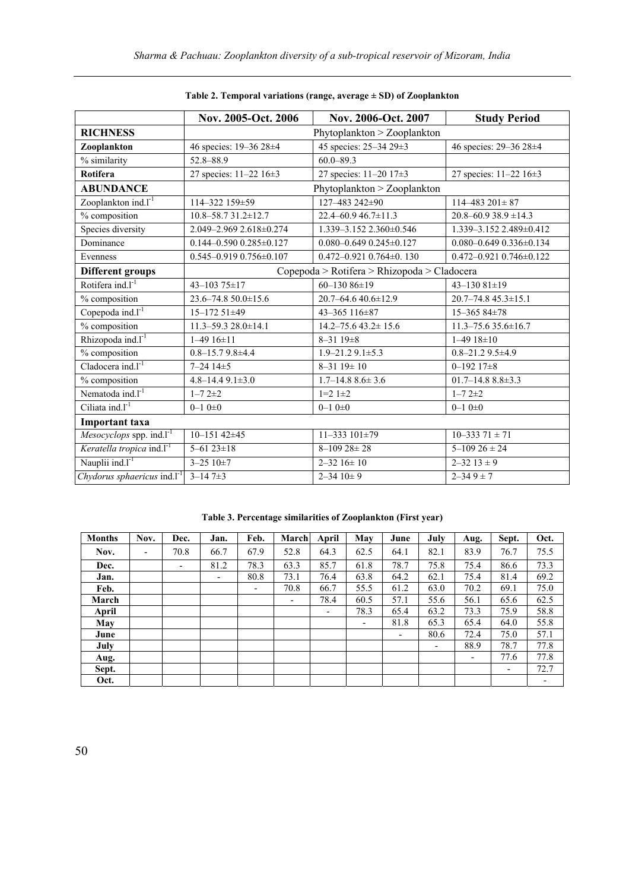**Table 2. Temporal variations (range, average ± SD) of Zooplankton**

| | Nov. 2005-Oct. 2006 | Nov. 2006-Oct. 2007 | Study Period |
|---|---|---|---|
| **RICHNESS** | Phytoplankton > Zooplankton | | |
| **Zooplankton** | 46 species: 19–36 28±4 | 45 species: 25–34 29±3 | 46 species: 29–36 28±4 |
| % similarity | 52.8–88.9 | 60.0–89.3 | |
| **Rotifera** | 27 species: 11–22 16±3 | 27 species: 11–20 17±3 | 27 species: 11–22 16±3 |
| **ABUNDANCE** | Phytoplankton > Zooplankton | | |
| Zooplankton ind.$l^{-1}$ | 114–322 159±59 | 127–483 242±90 | 114–483 201± 87 |
| % composition | 10.8–58.7 31.2±12.7 | 22.4–60.9 46.7±11.3 | 20.8–60.9 38.9 ±14.3 |
| Species diversity | 2.049–2.969 2.618±0.274 | 1.339–3.152 2.360±0.546 | 1.339–3.152 2.489±0.412 |
| Dominance | 0.144–0.590 0.285±0.127 | 0.080–0.649 0.245±0.127 | 0.080–0.649 0.336±0.134 |
| Evenness | 0.545–0.919 0.756±0.107 | 0.472–0.921 0.764±0. 130 | 0.472–0.921 0.746±0.122 |
| **Different groups** | Copepoda > Rotifera > Rhizopoda > Cladocera | | |
| Rotifera ind.$l^{-1}$ | 43–103 75±17 | 60–130 86±19 | 43–130 81±19 |
| % composition | 23.6–74.8 50.0±15.6 | 20.7–64.6 40.6±12.9 | 20.7–74.8 45.3±15.1 |
| Copepoda ind.$l^{-1}$ | 15–172 51±49 | 43–365 116±87 | 15–365 84±78 |
| % composition | 11.3–59.3 28.0±14.1 | 14.2–75.6 43.2± 15.6 | 11.3–75.6 35.6±16.7 |
| Rhizopoda ind.$l^{-1}$ | 1–49 16±11 | 8–31 19±8 | 1–49 18±10 |
| % composition | 0.8–15.7 9.8±4.4 | 1.9–21.2 9.1±5.3 | 0.8–21.2 9.5±4.9 |
| Cladocera ind.$l^{-1}$ | 7–24 14±5 | 8–31 19± 10 | 0–192 17±8 |
| % composition | 4.8–14.4 9.1±3.0 | 1.7–14.8 8.6± 3.6 | 01.7–14.8 8.8±3.3 |
| Nematoda ind.$l^{-1}$ | 1–7 2±2 | 1=2 1±2 | 1–7 2±2 |
| Ciliata ind.$l^{-1}$ | 0–1 0±0 | 0–1 0±0 | 0–1 0±0 |
| **Important taxa** | | | |
| *Mesocyclops* spp. ind.$l^{-1}$ | 10–151 42±45 | 11–333 101±79 | 10–333 71 ± 71 |
| *Keratella tropica* ind.$l^{-1}$ | 5–61 23±18 | 8–109 28± 28 | 5–109 26 ± 24 |
| Nauplii ind.$l^{-1}$ | 3–25 10±7 | 2–32 16± 10 | 2–32 13 ± 9 |
| *Chydorus sphaericus* ind.$l^{-1}$ | 3–14 7±3 | 2–34 10± 9 | 2–34 9 ± 7 |

**Table 3. Percentage similarities of Zooplankton (First year)**

| Months | Nov. | Dec. | Jan. | Feb. | March | April | May | June | July | Aug. | Sept. | Oct. |
|---|---|---|---|---|---|---|---|---|---|---|---|---|
| **Nov.** | - | 70.8 | 66.7 | 67.9 | 52.8 | 64.3 | 62.5 | 64.1 | 82.1 | 83.9 | 76.7 | 75.5 |
| **Dec.** | | - | 81.2 | 78.3 | 63.3 | 85.7 | 61.8 | 78.7 | 75.8 | 75.4 | 86.6 | 73.3 |
| **Jan.** | | | - | 80.8 | 73.1 | 76.4 | 63.8 | 64.2 | 62.1 | 75.4 | 81.4 | 69.2 |
| **Feb.** | | | | - | 70.8 | 66.7 | 55.5 | 61.2 | 63.0 | 70.2 | 69.1 | 75.0 |
| **March** | | | | | - | 78.4 | 60.5 | 57.1 | 55.6 | 56.1 | 65.6 | 62.5 |
| **April** | | | | | | - | 78.3 | 65.4 | 63.2 | 73.3 | 75.9 | 58.8 |
| **May** | | | | | | | - | 81.8 | 65.3 | 65.4 | 64.0 | 55.8 |
| **June** | | | | | | | | - | 80.6 | 72.4 | 75.0 | 57.1 |
| **July** | | | | | | | | | - | 88.9 | 78.7 | 77.8 |
| **Aug.** | | | | | | | | | | - | 77.6 | 77.8 |
| **Sept.** | | | | | | | | | | | - | 72.7 |
| **Oct.** | | | | | | | | | | | | - |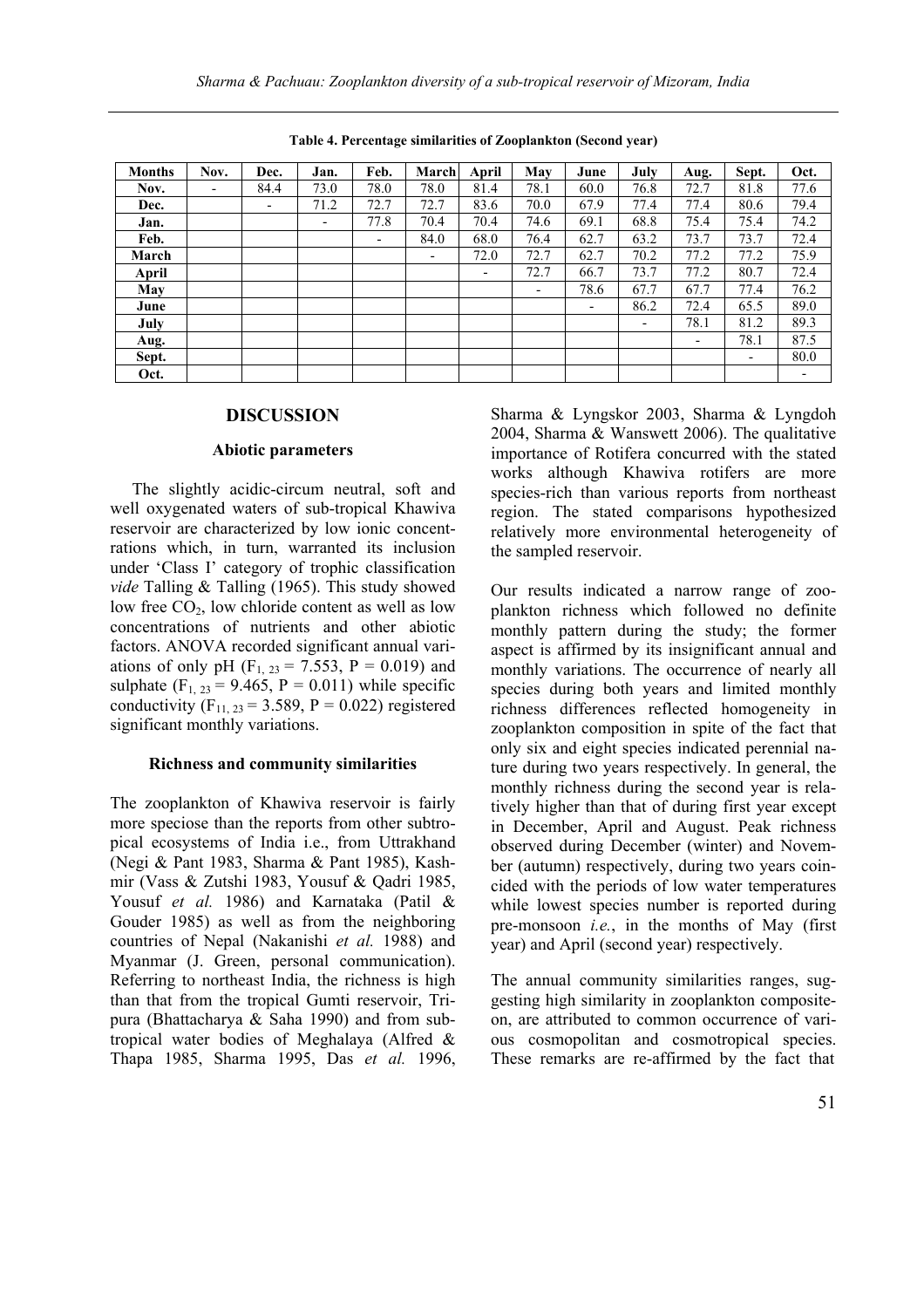**Table 4. Percentage similarities of Zooplankton (Second year)**

| Months | Nov. | Dec. | Jan. | Feb. | March | April | May | June | July | Aug. | Sept. | Oct. |
|---|---|---|---|---|---|---|---|---|---|---|---|---|
| **Nov.** | - | 84.4 | 73.0 | 78.0 | 78.0 | 81.4 | 78.1 | 60.0 | 76.8 | 72.7 | 81.8 | 77.6 |
| **Dec.** | | - | 71.2 | 72.7 | 72.7 | 83.6 | 70.0 | 67.9 | 77.4 | 77.4 | 80.6 | 79.4 |
| **Jan.** | | | - | 77.8 | 70.4 | 70.4 | 74.6 | 69.1 | 68.8 | 75.4 | 75.4 | 74.2 |
| **Feb.** | | | | - | 84.0 | 68.0 | 76.4 | 62.7 | 63.2 | 73.7 | 73.7 | 72.4 |
| **March** | | | | | - | 72.0 | 72.7 | 62.7 | 70.2 | 77.2 | 77.2 | 75.9 |
| **April** | | | | | | - | 72.7 | 66.7 | 73.7 | 77.2 | 80.7 | 72.4 |
| **May** | | | | | | | - | 78.6 | 67.7 | 67.7 | 77.4 | 76.2 |
| **June** | | | | | | | | - | 86.2 | 72.4 | 65.5 | 89.0 |
| **July** | | | | | | | | | - | 78.1 | 81.2 | 89.3 |
| **Aug.** | | | | | | | | | | - | 78.1 | 87.5 |
| **Sept.** | | | | | | | | | | | - | 80.0 |
| **Oct.** | | | | | | | | | | | | - |

## DISCUSSION

### Abiotic parameters

The slightly acidic-circum neutral, soft and well oxygenated waters of sub-tropical Khawiva reservoir are characterized by low ionic concentrations which, in turn, warranted its inclusion under 'Class I' category of trophic classification *vide* Talling & Talling (1965). This study showed low free $CO_2$, low chloride content as well as low concentrations of nutrients and other abiotic factors. ANOVA recorded significant annual variations of only pH ($F_{1, 23} = 7.553$, $P = 0.019$) and sulphate ($F_{1, 23} = 9.465$, $P = 0.011$) while specific conductivity ($F_{11, 23} = 3.589$, $P = 0.022$) registered significant monthly variations.

### Richness and community similarities

The zooplankton of Khawiva reservoir is fairly more speciose than the reports from other subtropical ecosystems of India i.e., from Uttrakhand (Negi & Pant 1983, Sharma & Pant 1985), Kashmir (Vass & Zutshi 1983, Yousuf & Qadri 1985, Yousuf *et al.* 1986) and Karnataka (Patil & Gouder 1985) as well as from the neighboring countries of Nepal (Nakanishi *et al.* 1988) and Myanmar (J. Green, personal communication). Referring to northeast India, the richness is high than that from the tropical Gumti reservoir, Tripura (Bhattacharya & Saha 1990) and from subtropical water bodies of Meghalaya (Alfred & Thapa 1985, Sharma 1995, Das *et al.* 1996, Sharma & Lyngskor 2003, Sharma & Lyngdoh 2004, Sharma & Wanswett 2006). The qualitative importance of Rotifera concurred with the stated works although Khawiva rotifers are more species-rich than various reports from northeast region. The stated comparisons hypothesized relatively more environmental heterogeneity of the sampled reservoir.

Our results indicated a narrow range of zooplankton richness which followed no definite monthly pattern during the study; the former aspect is affirmed by its insignificant annual and monthly variations. The occurrence of nearly all species during both years and limited monthly richness differences reflected homogeneity in zooplankton composition in spite of the fact that only six and eight species indicated perennial nature during two years respectively. In general, the monthly richness during the second year is relatively higher than that of during first year except in December, April and August. Peak richness observed during December (winter) and November (autumn) respectively, during two years coincided with the periods of low water temperatures while lowest species number is reported during pre-monsoon *i.e.*, in the months of May (first year) and April (second year) respectively.

The annual community similarities ranges, suggesting high similarity in zooplankton compositeon, are attributed to common occurrence of various cosmopolitan and cosmotropical species. These remarks are re-affirmed by the fact that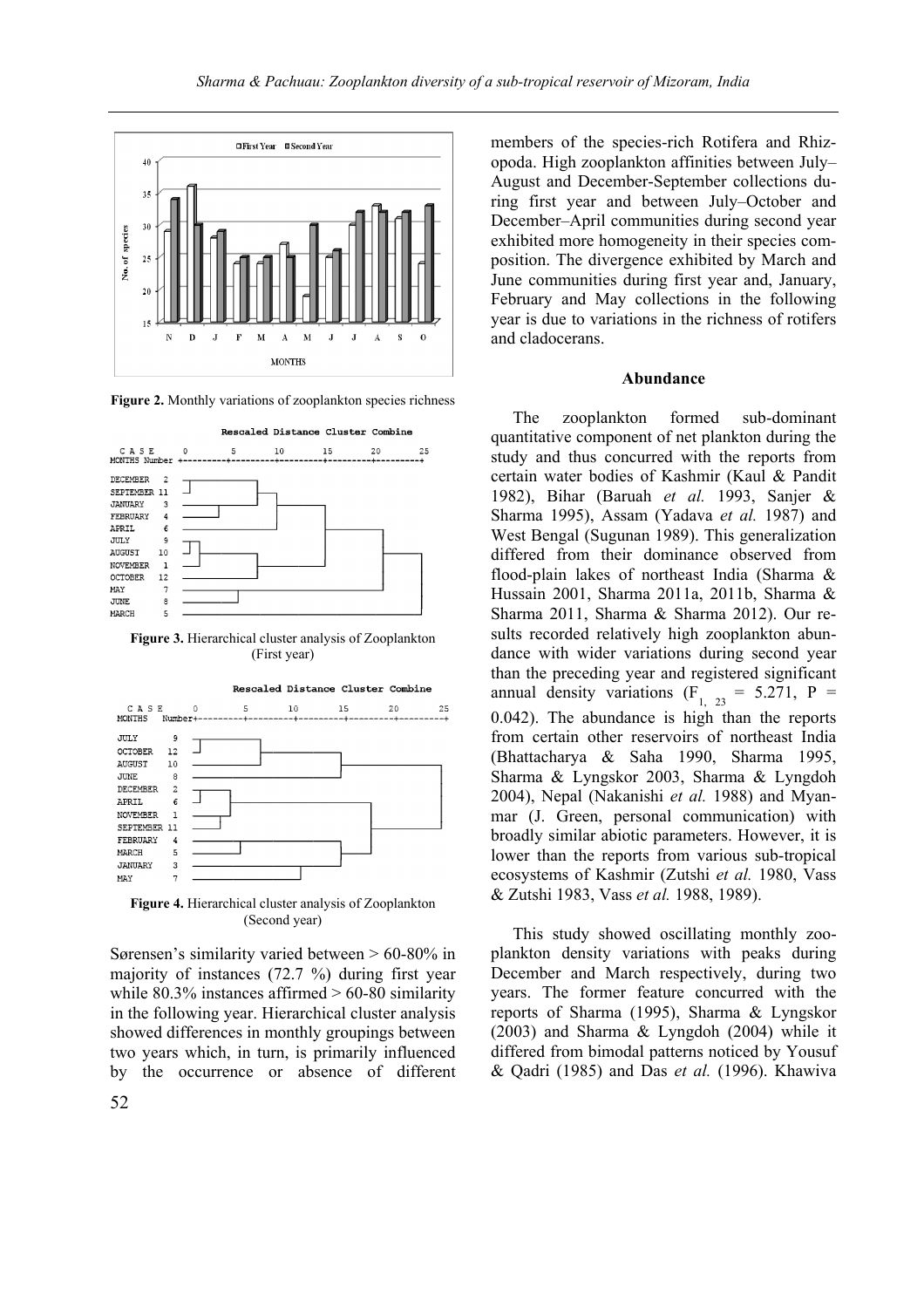First Year Second Year

No. of species

40
35
30
25
20
15

N D J F M A M J J A S O

MONTHS

**Figure 2.** Monthly variations of zooplankton species richness

Rescaled Distance Cluster Combine

C A S E 0 5 10 15 20 25
MONTHS Number

DECEMBER 2
SEPTEMBER 11
JANUARY 3
FEBRUARY 4
APRIL 6
JULY 9
AUGUST 10
NOVEMBER 1
OCTOBER 12
MAY 7
JUNE 8
MARCH 5

**Figure 3.** Hierarchical cluster analysis of Zooplankton (First year)

Rescaled Distance Cluster Combine

C A S E 0 5 10 15 20 25
MONTHS Number

JULY 9
OCTOBER 12
AUGUST 10
JUNE 8
DECEMBER 2
APRIL 6
NOVEMBER 1
SEPTEMBER 11
FEBRUARY 4
MARCH 5
JANUARY 3
MAY 7

**Figure 4.** Hierarchical cluster analysis of Zooplankton (Second year)

Sørensen's similarity varied between > 60-80% in majority of instances (72.7 %) during first year while 80.3% instances affirmed > 60-80 similarity in the following year. Hierarchical cluster analysis showed differences in monthly groupings between two years which, in turn, is primarily influenced by the occurrence or absence of different members of the species-rich Rotifera and Rhizopoda. High zooplankton affinities between July–August and December-September collections during first year and between July–October and December–April communities during second year exhibited more homogeneity in their species composition. The divergence exhibited by March and June communities during first year and, January, February and May collections in the following year is due to variations in the richness of rotifers and cladocerans.

### Abundance

The zooplankton formed sub-dominant quantitative component of net plankton during the study and thus concurred with the reports from certain water bodies of Kashmir (Kaul & Pandit 1982), Bihar (Baruah *et al.* 1993, Sanjer & Sharma 1995), Assam (Yadava *et al.* 1987) and West Bengal (Sugunan 1989). This generalization differed from their dominance observed from flood-plain lakes of northeast India (Sharma & Hussain 2001, Sharma 2011a, 2011b, Sharma & Sharma 2011, Sharma & Sharma 2012). Our results recorded relatively high zooplankton abundance with wider variations during second year than the preceding year and registered significant annual density variations ($F_{1, 23} = 5.271$, $P = 0.042$). The abundance is high than the reports from certain other reservoirs of northeast India (Bhattacharya & Saha 1990, Sharma 1995, Sharma & Lyngskor 2003, Sharma & Lyngdoh 2004), Nepal (Nakanishi *et al.* 1988) and Myanmar (J. Green, personal communication) with broadly similar abiotic parameters. However, it is lower than the reports from various sub-tropical ecosystems of Kashmir (Zutshi *et al.* 1980, Vass & Zutshi 1983, Vass *et al.* 1988, 1989).

This study showed oscillating monthly zooplankton density variations with peaks during December and March respectively, during two years. The former feature concurred with the reports of Sharma (1995), Sharma & Lyngskor (2003) and Sharma & Lyngdoh (2004) while it differed from bimodal patterns noticed by Yousuf & Qadri (1985) and Das *et al.* (1996). Khawiva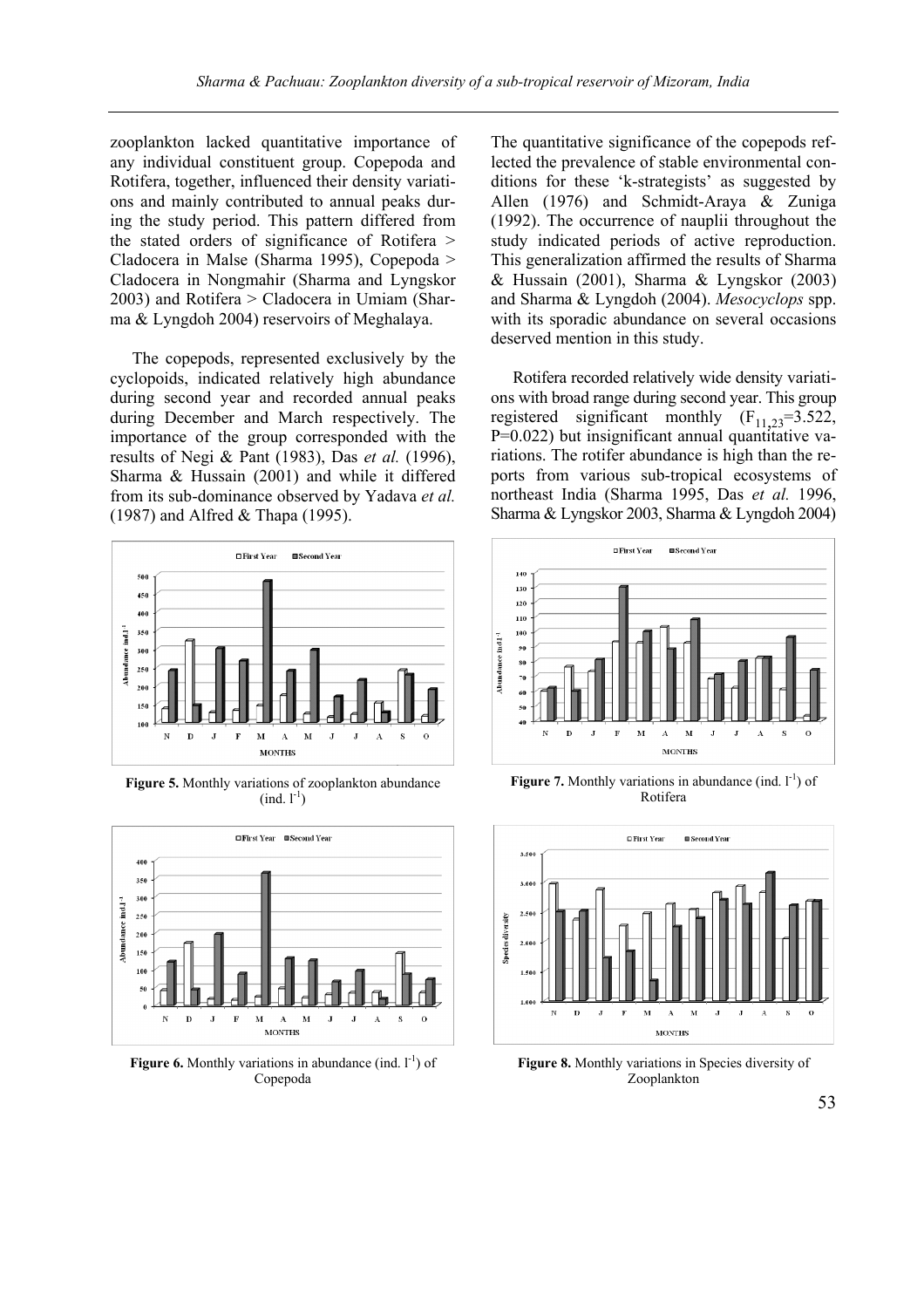zooplankton lacked quantitative importance of any individual constituent group. Copepoda and Rotifera, together, influenced their density variations and mainly contributed to annual peaks during the study period. This pattern differed from the stated orders of significance of Rotifera > Cladocera in Malse (Sharma 1995), Copepoda > Cladocera in Nongmahir (Sharma and Lyngskor 2003) and Rotifera > Cladocera in Umiam (Sharma & Lyngdoh 2004) reservoirs of Meghalaya.

The copepods, represented exclusively by the cyclopoids, indicated relatively high abundance during second year and recorded annual peaks during December and March respectively. The importance of the group corresponded with the results of Negi & Pant (1983), Das *et al.* (1996), Sharma & Hussain (2001) and while it differed from its sub-dominance observed by Yadava *et al.* (1987) and Alfred & Thapa (1995).

□First Year ■Second Year

Abundance ind.l⁻¹

500
450
400
350
300
250
200
150
100

N D J F M A M J J A S O

MONTHS

**Figure 5.** Monthly variations of zooplankton abundance (ind. $l^{-1}$)

□First Year ■Second Year

Abundance ind.l⁻¹

400
350
300
250
200
150
100
50
0

N D J F M A M J J A S O

MONTHS

**Figure 6.** Monthly variations in abundance (ind. $l^{-1}$) of Copepoda

The quantitative significance of the copepods reflected the prevalence of stable environmental conditions for these 'k-strategists' as suggested by Allen (1976) and Schmidt-Araya & Zuniga (1992). The occurrence of nauplii throughout the study indicated periods of active reproduction. This generalization affirmed the results of Sharma & Hussain (2001), Sharma & Lyngskor (2003) and Sharma & Lyngdoh (2004). *Mesocyclops* spp. with its sporadic abundance on several occasions deserved mention in this study.

Rotifera recorded relatively wide density variations with broad range during second year. This group registered significant monthly ($F_{11,23}$=3.522, P=0.022) but insignificant annual quantitative variations. The rotifer abundance is high than the reports from various sub-tropical ecosystems of northeast India (Sharma 1995, Das *et al.* 1996, Sharma & Lyngskor 2003, Sharma & Lyngdoh 2004)

□First Year ■Second Year

Abundance ind.l⁻¹

140
130
120
110
100
90
80
70
60
50
40

N D J F M A M J J A S O

MONTHS

**Figure 7.** Monthly variations in abundance (ind. $l^{-1}$) of Rotifera

□First Year ■Second Year

Species diversity

3.500
3.000
2.500
2.000
1.500
1.000

N D J F M A M J J A S O

MONTHS

**Figure 8.** Monthly variations in Species diversity of Zooplankton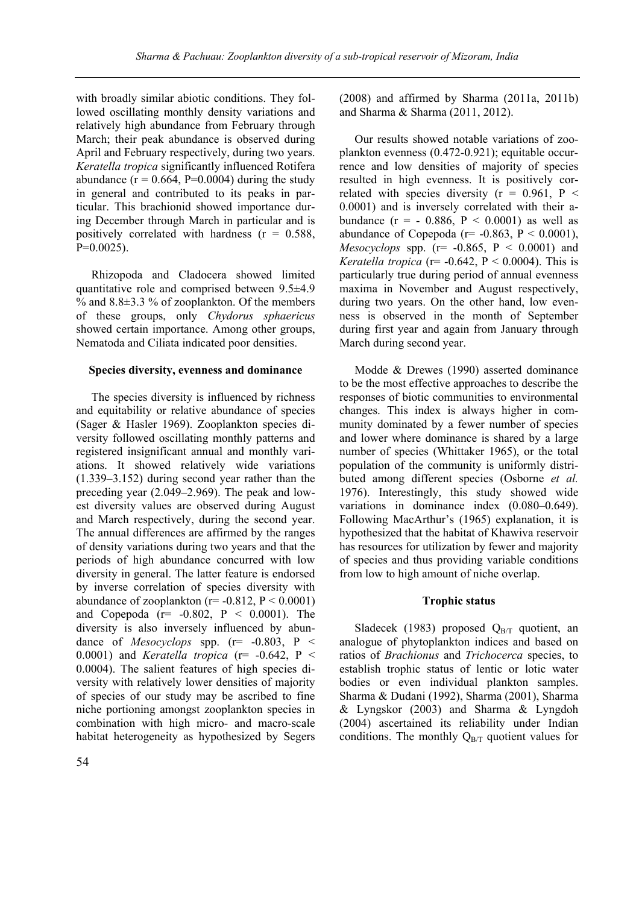with broadly similar abiotic conditions. They followed oscillating monthly density variations and relatively high abundance from February through March; their peak abundance is observed during April and February respectively, during two years. *Keratella tropica* significantly influenced Rotifera abundance ($r = 0.664$, $P=0.0004$) during the study in general and contributed to its peaks in particular. This brachionid showed importance during December through March in particular and is positively correlated with hardness ($r = 0.588$, $P=0.0025$).

Rhizopoda and Cladocera showed limited quantitative role and comprised between 9.5±4.9 % and 8.8±3.3 % of zooplankton. Of the members of these groups, only *Chydorus sphaericus* showed certain importance. Among other groups, Nematoda and Ciliata indicated poor densities.

### Species diversity, evenness and dominance

The species diversity is influenced by richness and equitability or relative abundance of species (Sager & Hasler 1969). Zooplankton species diversity followed oscillating monthly patterns and registered insignificant annual and monthly variations. It showed relatively wide variations (1.339–3.152) during second year rather than the preceding year (2.049–2.969). The peak and lowest diversity values are observed during August and March respectively, during the second year. The annual differences are affirmed by the ranges of density variations during two years and that the periods of high abundance concurred with low diversity in general. The latter feature is endorsed by inverse correlation of species diversity with abundance of zooplankton ($r= -0.812$, $P < 0.0001$) and Copepoda ($r= -0.802$, $P < 0.0001$). The diversity is also inversely influenced by abundance of *Mesocyclops* spp. ($r= -0.803$, $P < 0.0001$) and *Keratella tropica* ($r= -0.642$, $P < 0.0004$). The salient features of high species diversity with relatively lower densities of majority of species of our study may be ascribed to fine niche portioning amongst zooplankton species in combination with high micro- and macro-scale habitat heterogeneity as hypothesized by Segers (2008) and affirmed by Sharma (2011a, 2011b) and Sharma & Sharma (2011, 2012).

Our results showed notable variations of zooplankton evenness (0.472-0.921); equitable occurrence and low densities of majority of species resulted in high evenness. It is positively correlated with species diversity ($r = 0.961$, $P < 0.0001$) and is inversely correlated with their abundance ($r = - 0.886$, $P < 0.0001$) as well as abundance of Copepoda ($r= -0.863$, $P < 0.0001$), *Mesocyclops* spp. ($r= -0.865$, $P < 0.0001$) and *Keratella tropica* ($r= -0.642$, $P < 0.0004$). This is particularly true during period of annual evenness maxima in November and August respectively, during two years. On the other hand, low evenness is observed in the month of September during first year and again from January through March during second year.

Modde & Drewes (1990) asserted dominance to be the most effective approaches to describe the responses of biotic communities to environmental changes. This index is always higher in community dominated by a fewer number of species and lower where dominance is shared by a large number of species (Whittaker 1965), or the total population of the community is uniformly distributed among different species (Osborne *et al.* 1976). Interestingly, this study showed wide variations in dominance index (0.080–0.649). Following MacArthur's (1965) explanation, it is hypothesized that the habitat of Khawiva reservoir has resources for utilization by fewer and majority of species and thus providing variable conditions from low to high amount of niche overlap.

### Trophic status

Sladecek (1983) proposed $Q_{B/T}$ quotient, an analogue of phytoplankton indices and based on ratios of *Brachionus* and *Trichocerca* species, to establish trophic status of lentic or lotic water bodies or even individual plankton samples. Sharma & Dudani (1992), Sharma (2001), Sharma & Lyngskor (2003) and Sharma & Lyngdoh (2004) ascertained its reliability under Indian conditions. The monthly $Q_{B/T}$ quotient values for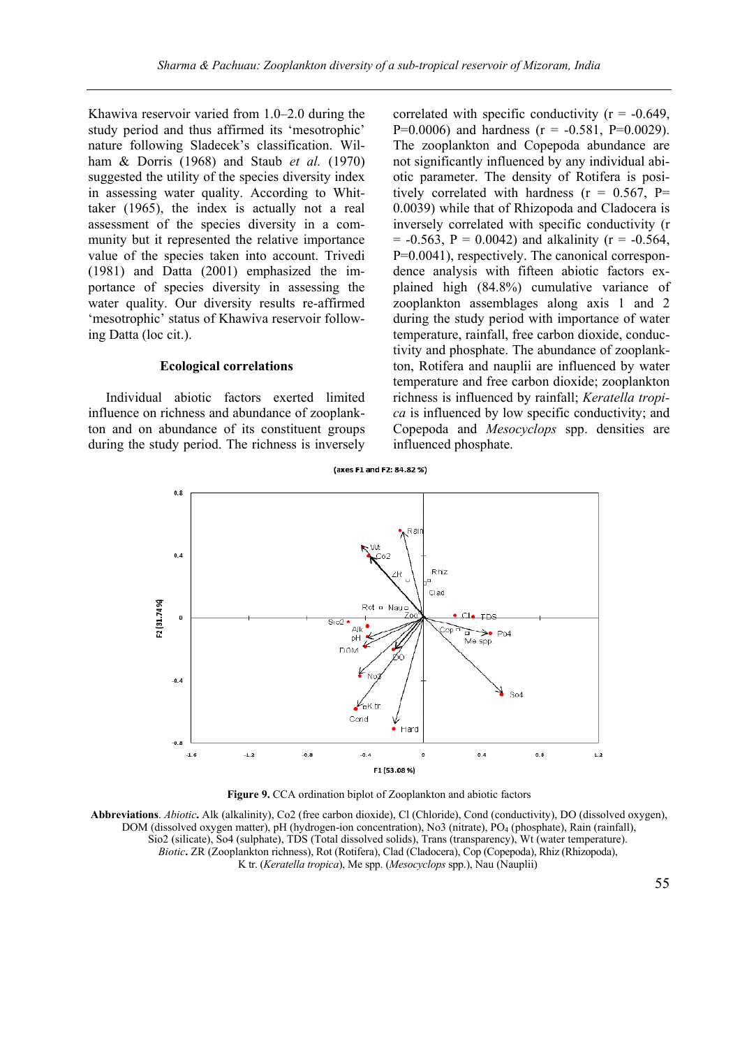Khawiva reservoir varied from 1.0–2.0 during the study period and thus affirmed its 'mesotrophic' nature following Sladecek's classification. Wilham & Dorris (1968) and Staub *et al.* (1970) suggested the utility of the species diversity index in assessing water quality. According to Whittaker (1965), the index is actually not a real assessment of the species diversity in a community but it represented the relative importance value of the species taken into account. Trivedi (1981) and Datta (2001) emphasized the importance of species diversity in assessing the water quality. Our diversity results re-affirmed 'mesotrophic' status of Khawiva reservoir following Datta (loc cit.).

### Ecological correlations

Individual abiotic factors exerted limited influence on richness and abundance of zooplankton and on abundance of its constituent groups during the study period. The richness is inversely correlated with specific conductivity ($r = -0.649$, $P=0.0006$) and hardness ($r = -0.581$, $P=0.0029$). The zooplankton and Copepoda abundance are not significantly influenced by any individual abiotic parameter. The density of Rotifera is positively correlated with hardness ($r = 0.567$, $P= 0.0039$) while that of Rhizopoda and Cladocera is inversely correlated with specific conductivity ($r = -0.563$, $P = 0.0042$) and alkalinity ($r = -0.564$, $P=0.0041$), respectively. The canonical correspondence analysis with fifteen abiotic factors explained high (84.8%) cumulative variance of zooplankton assemblages along axis 1 and 2 during the study period with importance of water temperature, rainfall, free carbon dioxide, conductivity and phosphate. The abundance of zooplankton, Rotifera and nauplii are influenced by water temperature and free carbon dioxide; zooplankton richness is influenced by rainfall; *Keratella tropica* is influenced by low specific conductivity; and Copepoda and *Mesocyclops* spp. densities are influenced phosphate.

(axes F1 and F2: 84.82 %)

F2 (31.74 %)

F1 (53.08 %)

Rain, Wt, Co2, ZR, Rhiz, Clad, Rot, Nau, Zoo, Cl, TDS, Sio2, Alk, pH, Cop, Me spp, Po4, DOM, DO, No3, So4, K tr, Cond, Hard

**Figure 9.** CCA ordination biplot of Zooplankton and abiotic factors

**Abbreviations**. *Abiotic***.** Alk (alkalinity), Co2 (free carbon dioxide), Cl (Chloride), Cond (conductivity), DO (dissolved oxygen), DOM (dissolved oxygen matter), pH (hydrogen-ion concentration), No3 (nitrate), $PO_4$ (phosphate), Rain (rainfall), Sio2 (silicate), So4 (sulphate), TDS (Total dissolved solids), Trans (transparency), Wt (water temperature). *Biotic***.** ZR (Zooplankton richness), Rot (Rotifera), Clad (Cladocera), Cop (Copepoda), Rhiz (Rhizopoda), K tr. (*Keratella tropica*), Me spp. (*Mesocyclops* spp.), Nau (Nauplii)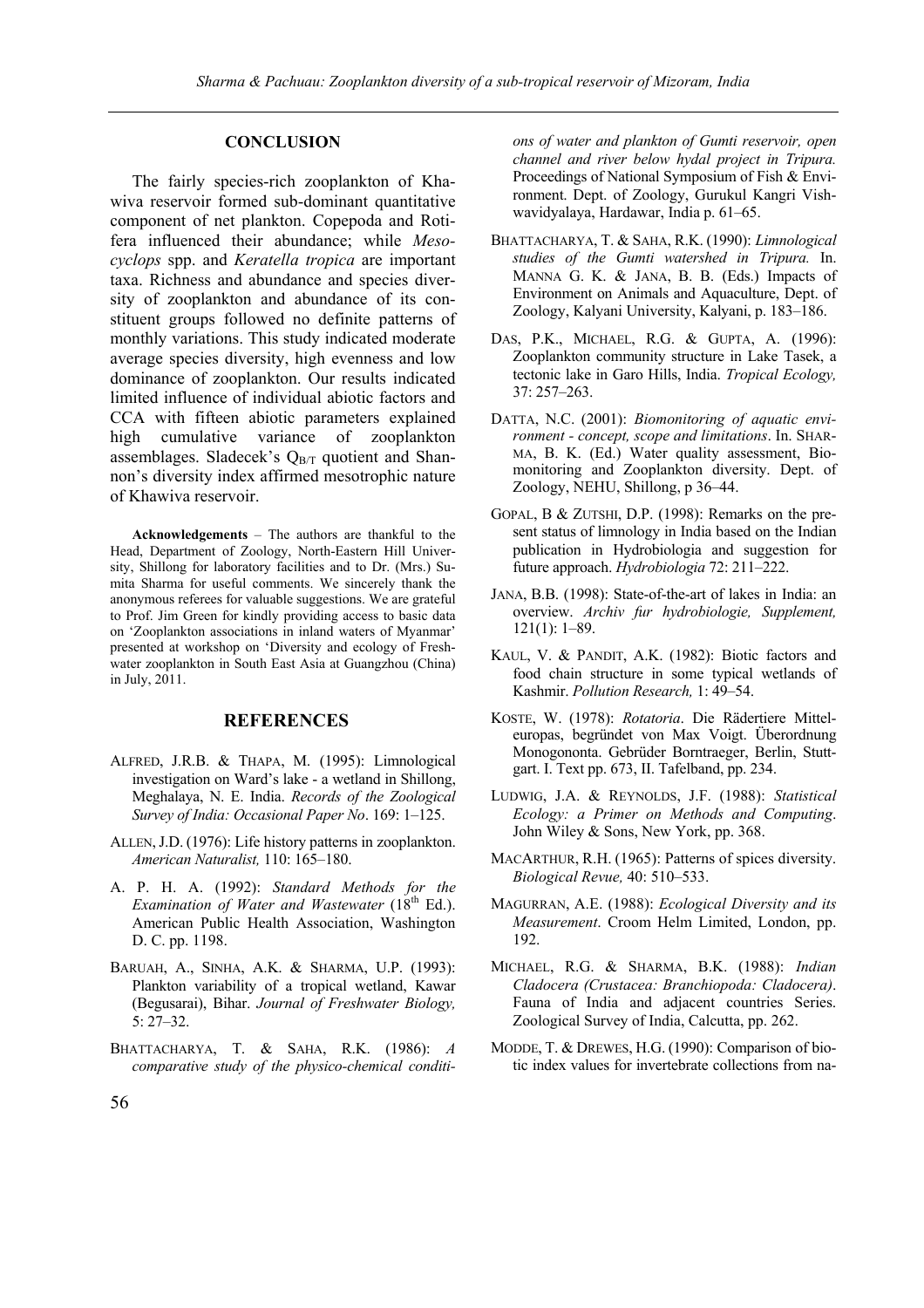## CONCLUSION

The fairly species-rich zooplankton of Khawiva reservoir formed sub-dominant quantitative component of net plankton. Copepoda and Rotifera influenced their abundance; while *Mesocyclops* spp. and *Keratella tropica* are important taxa. Richness and abundance and species diversity of zooplankton and abundance of its constituent groups followed no definite patterns of monthly variations. This study indicated moderate average species diversity, high evenness and low dominance of zooplankton. Our results indicated limited influence of individual abiotic factors and CCA with fifteen abiotic parameters explained high cumulative variance of zooplankton assemblages. Sladecek's $Q_{B/T}$ quotient and Shannon's diversity index affirmed mesotrophic nature of Khawiva reservoir.

**Acknowledgements** – The authors are thankful to the Head, Department of Zoology, North-Eastern Hill University, Shillong for laboratory facilities and to Dr. (Mrs.) Sumita Sharma for useful comments. We sincerely thank the anonymous referees for valuable suggestions. We are grateful to Prof. Jim Green for kindly providing access to basic data on 'Zooplankton associations in inland waters of Myanmar' presented at workshop on 'Diversity and ecology of Freshwater zooplankton in South East Asia at Guangzhou (China) in July, 2011.

## REFERENCES

ALFRED, J.R.B. & THAPA, M. (1995): Limnological investigation on Ward's lake - a wetland in Shillong, Meghalaya, N. E. India. *Records of the Zoological Survey of India: Occasional Paper No*. 169: 1–125.

ALLEN, J.D. (1976): Life history patterns in zooplankton. *American Naturalist,* 110: 165–180.

A. P. H. A. (1992): *Standard Methods for the Examination of Water and Wastewater* (18th Ed.). American Public Health Association, Washington D. C. pp. 1198.

BARUAH, A., SINHA, A.K. & SHARMA, U.P. (1993): Plankton variability of a tropical wetland, Kawar (Begusarai), Bihar. *Journal of Freshwater Biology,* 5: 27–32.

BHATTACHARYA, T. & SAHA, R.K. (1986): *A comparative study of the physico-chemical conditions of water and plankton of Gumti reservoir, open channel and river below hydal project in Tripura.* Proceedings of National Symposium of Fish & Environment. Dept. of Zoology, Gurukul Kangri Vishwavidyalaya, Hardawar, India p. 61–65.

BHATTACHARYA, T. & SAHA, R.K. (1990): *Limnological studies of the Gumti watershed in Tripura.* In. MANNA G. K. & JANA, B. B. (Eds.) Impacts of Environment on Animals and Aquaculture, Dept. of Zoology, Kalyani University, Kalyani, p. 183–186.

DAS, P.K., MICHAEL, R.G. & GUPTA, A. (1996): Zooplankton community structure in Lake Tasek, a tectonic lake in Garo Hills, India. *Tropical Ecology,* 37: 257–263.

DATTA, N.C. (2001): *Biomonitoring of aquatic environment - concept, scope and limitations*. In. SHARMA, B. K. (Ed.) Water quality assessment, Biomonitoring and Zooplankton diversity. Dept. of Zoology, NEHU, Shillong, p 36–44.

GOPAL, B & ZUTSHI, D.P. (1998): Remarks on the present status of limnology in India based on the Indian publication in Hydrobiologia and suggestion for future approach. *Hydrobiologia* 72: 211–222.

JANA, B.B. (1998): State-of-the-art of lakes in India: an overview. *Archiv fur hydrobiologie, Supplement,* 121(1): 1–89.

KAUL, V. & PANDIT, A.K. (1982): Biotic factors and food chain structure in some typical wetlands of Kashmir. *Pollution Research,* 1: 49–54.

KOSTE, W. (1978): *Rotatoria*. Die Rädertiere Mitteleuropas, begründet von Max Voigt. Überordnung Monogononta. Gebrüder Borntraeger, Berlin, Stuttgart. I. Text pp. 673, II. Tafelband, pp. 234.

LUDWIG, J.A. & REYNOLDS, J.F. (1988): *Statistical Ecology: a Primer on Methods and Computing*. John Wiley & Sons, New York, pp. 368.

MACARTHUR, R.H. (1965): Patterns of spices diversity. *Biological Revue,* 40: 510–533.

MAGURRAN, A.E. (1988): *Ecological Diversity and its Measurement*. Croom Helm Limited, London, pp. 192.

MICHAEL, R.G. & SHARMA, B.K. (1988): *Indian Cladocera (Crustacea: Branchiopoda: Cladocera)*. Fauna of India and adjacent countries Series. Zoological Survey of India, Calcutta, pp. 262.

MODDE, T. & DREWES, H.G. (1990): Comparison of biotic index values for invertebrate collections from na-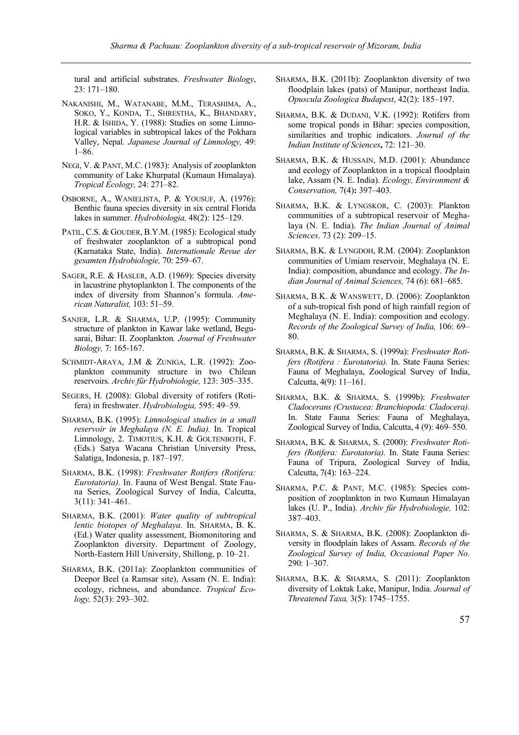tural and artificial substrates. *Freshwater Biology*, 23: 171–180.

NAKANISHI, M., WATANABE, M.M., TERASHIMA, A., SOKO, Y., KONDA, T., SHRESTHA, K., BHANDARY, H.R. & ISHIDA, Y. (1988): Studies on some Limnological variables in subtropical lakes of the Pokhara Valley, Nepal. *Japanese Journal of Limnology,* 49: 1–86.

NEGI, V. & PANT, M.C. (1983): Analysis of zooplankton community of Lake Khurpatal (Kumaun Himalaya). *Tropical Ecology,* 24: 271–82.

OSBORNE, A., WANIELISTA, P. & YOUSUF, A. (1976): Benthic fauna species diversity in six central Florida lakes in summer. *Hydrobiologia,* 48(2): 125–129.

PATIL, C.S. & GOUDER, B.Y.M. (1985): Ecological study of freshwater zooplankton of a subtropical pond (Karnataka State, India). *Internationale Revue der gesamten Hydrobiologie,* 70: 259–67.

SAGER, R.E. & HASLER, A.D. (1969): Species diversity in lacustrine phytoplankton I. The components of the index of diversity from Shannon's formula. *American Naturalist,* 103: 51–59.

SANJER, L.R. & SHARMA, U.P. (1995): Community structure of plankton in Kawar lake wetland, Begusarai, Bihar: II. Zooplankton*. Journal of Freshwater Biology,* 7: 165-167.

SCHMIDT-ARAYA, J.M & ZUNIGA, L.R. (1992): Zooplankton community structure in two Chilean reservoirs. *Archiv für Hydrobiologie,* 123: 305–335.

SEGERS, H. (2008): Global diversity of rotifers (Rotifera) in freshwater. *Hydrobiologia,* 595: 49–59.

SHARMA, B.K. (1995): *Limnological studies in a small reservoir in Meghalaya (N. E. India).* In. Tropical Limnology, 2. TIMOTIUS, K.H. & GOLTENBOTH, F. (Eds.) Satya Wacana Christian University Press, Salatiga, Indonesia, p. 187–197.

SHARMA, B.K. (1998): *Freshwater Rotifers (Rotifera: Eurotatoria).* In. Fauna of West Bengal. State Fauna Series, Zoological Survey of India, Calcutta, 3(11): 341–461.

SHARMA, B.K. (2001): *Water quality of subtropical lentic biotopes of Meghalaya.* In. SHARMA, B. K. (Ed.) Water quality assessment, Biomonitoring and Zooplankton diversity. Department of Zoology, North-Eastern Hill University, Shillong, p. 10–21.

SHARMA, B.K. (2011a): Zooplankton communities of Deepor Beel (a Ramsar site), Assam (N. E. India): ecology, richness, and abundance. *Tropical Ecology,* 52(3): 293–302.

SHARMA, B.K. (2011b): Zooplankton diversity of two floodplain lakes (pats) of Manipur, northeast India. *Opuscula Zoologica Budapest*, 42(2): 185–197.

SHARMA, B.K. & DUDANI, V.K. (1992): Rotifers from some tropical ponds in Bihar: species composition, similarities and trophic indicators. *Journal of the Indian Institute of Sciences***,** 72: 121–30.

SHARMA, B.K. & HUSSAIN, M.D. (2001): Abundance and ecology of Zooplankton in a tropical floodplain lake, Assam (N. E. India). *Ecology, Environment & Conservation,* 7(4)**:** 397–403.

SHARMA, B.K. & LYNGSKOR, C. (2003): Plankton communities of a subtropical reservoir of Meghalaya (N. E. India). *The Indian Journal of Animal Sciences,* 73 (2): 209–15.

SHARMA, B.K. & LYNGDOH, R.M. (2004): Zooplankton communities of Umiam reservoir, Meghalaya (N. E. India): composition, abundance and ecology. *The Indian Journal of Animal Sciences,* 74 (6): 681–685.

SHARMA, B.K. & WANSWETT, D. (2006): Zooplankton of a sub-tropical fish pond of high rainfall region of Meghalaya (N. E. India): composition and ecology. *Records of the Zoological Survey of India,* 106: 69–80.

SHARMA, B.K. & SHARMA, S. (1999a): *Freshwater Rotifers (Rotifera : Eurotatoria).* In. State Fauna Series: Fauna of Meghalaya, Zoological Survey of India, Calcutta, 4(9): 11–161.

SHARMA, B.K. & SHARMA, S. (1999b): *Freshwater Cladocerans (Crustacea: Branchiopoda: Cladocera)*. In. State Fauna Series: Fauna of Meghalaya, Zoological Survey of India, Calcutta, 4 (9): 469–550.

SHARMA, B.K. & SHARMA, S. (2000): *Freshwater Rotifers (Rotifera: Eurotatoria).* In. State Fauna Series: Fauna of Tripura, Zoological Survey of India, Calcutta, 7(4): 163–224.

SHARMA, P.C. & PANT, M.C. (1985): Species composition of zooplankton in two Kumaun Himalayan lakes (U. P., India). *Archiv für Hydrobiologie,* 102: 387–403.

SHARMA, S. & SHARMA, B.K. (2008): Zooplankton diversity in floodplain lakes of Assam. *Records of the Zoological Survey of India, Occasional Paper No.* 290: 1–307.

SHARMA, B.K. & SHARMA, S. (2011): Zooplankton diversity of Loktak Lake, Manipur, India. *Journal of Threatened Taxa,* 3(5): 1745–1755.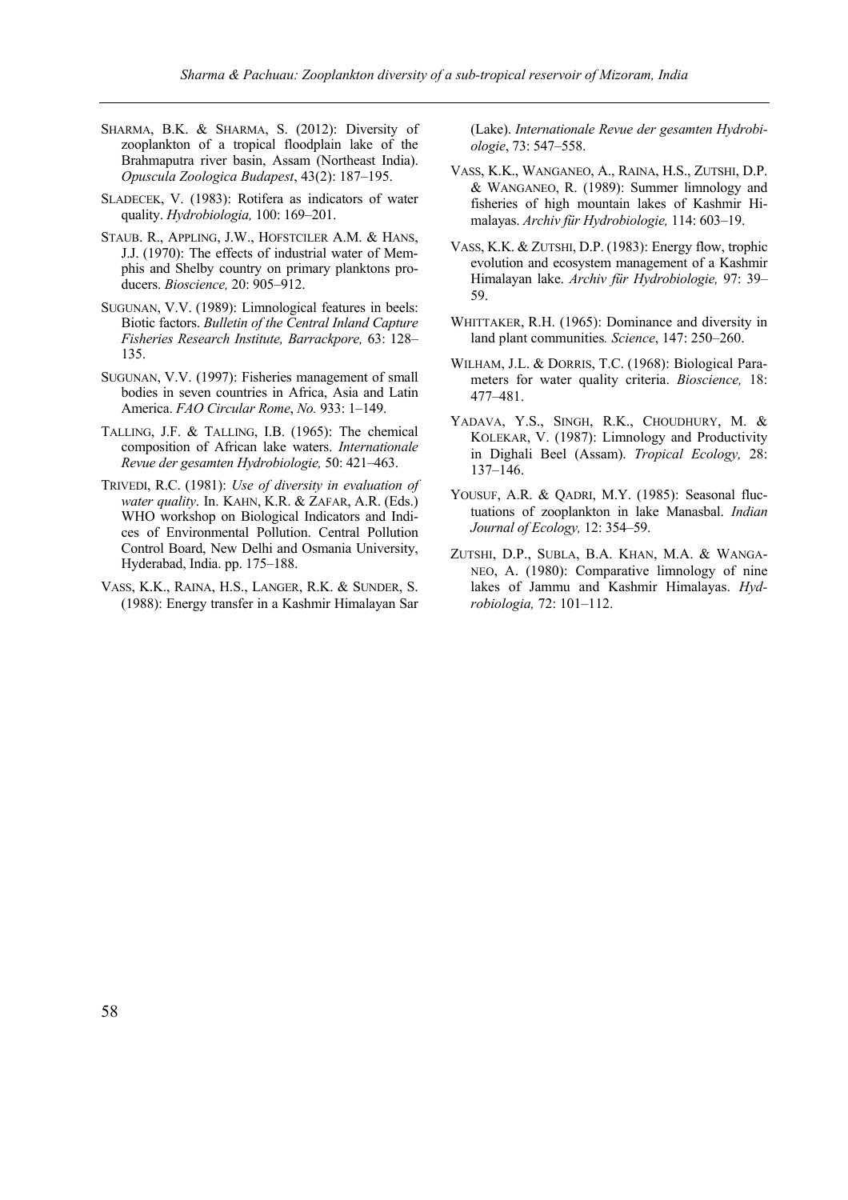SHARMA, B.K. & SHARMA, S. (2012): Diversity of zooplankton of a tropical floodplain lake of the Brahmaputra river basin, Assam (Northeast India). *Opuscula Zoologica Budapest*, 43(2): 187–195.

SLADECEK, V. (1983): Rotifera as indicators of water quality. *Hydrobiologia,* 100: 169–201.

STAUB. R., APPLING, J.W., HOFSTCILER A.M. & HANS, J.J. (1970): The effects of industrial water of Memphis and Shelby country on primary planktons producers. *Bioscience,* 20: 905–912.

SUGUNAN, V.V. (1989): Limnological features in beels: Biotic factors. *Bulletin of the Central Inland Capture Fisheries Research Institute, Barrackpore,* 63: 128–135.

SUGUNAN, V.V. (1997): Fisheries management of small bodies in seven countries in Africa, Asia and Latin America. *FAO Circular Rome*, *No.* 933: 1–149.

TALLING, J.F. & TALLING, I.B. (1965): The chemical composition of African lake waters. *Internationale Revue der gesamten Hydrobiologie,* 50: 421–463.

TRIVEDI, R.C. (1981): *Use of diversity in evaluation of water quality*. In. KAHN, K.R. & ZAFAR, A.R. (Eds.) WHO workshop on Biological Indicators and Indices of Environmental Pollution. Central Pollution Control Board, New Delhi and Osmania University, Hyderabad, India. pp. 175–188.

VASS, K.K., RAINA, H.S., LANGER, R.K. & SUNDER, S. (1988): Energy transfer in a Kashmir Himalayan Sar (Lake). *Internationale Revue der gesamten Hydrobiologie*, 73: 547–558.

VASS, K.K., WANGANEO, A., RAINA, H.S., ZUTSHI, D.P. & WANGANEO, R. (1989): Summer limnology and fisheries of high mountain lakes of Kashmir Himalayas. *Archiv für Hydrobiologie,* 114: 603–19.

VASS, K.K. & ZUTSHI, D.P. (1983): Energy flow, trophic evolution and ecosystem management of a Kashmir Himalayan lake. *Archiv für Hydrobiologie,* 97: 39–59.

WHITTAKER, R.H. (1965): Dominance and diversity in land plant communities*. Science*, 147: 250–260.

WILHAM, J.L. & DORRIS, T.C. (1968): Biological Parameters for water quality criteria. *Bioscience,* 18: 477–481.

YADAVA, Y.S., SINGH, R.K., CHOUDHURY, M. & KOLEKAR, V. (1987): Limnology and Productivity in Dighali Beel (Assam). *Tropical Ecology,* 28: 137–146.

YOUSUF, A.R. & QADRI, M.Y. (1985): Seasonal fluctuations of zooplankton in lake Manasbal. *Indian Journal of Ecology,* 12: 354–59.

ZUTSHI, D.P., SUBLA, B.A. KHAN, M.A. & WANGANEO, A. (1980): Comparative limnology of nine lakes of Jammu and Kashmir Himalayas. *Hydrobiologia,* 72: 101–112.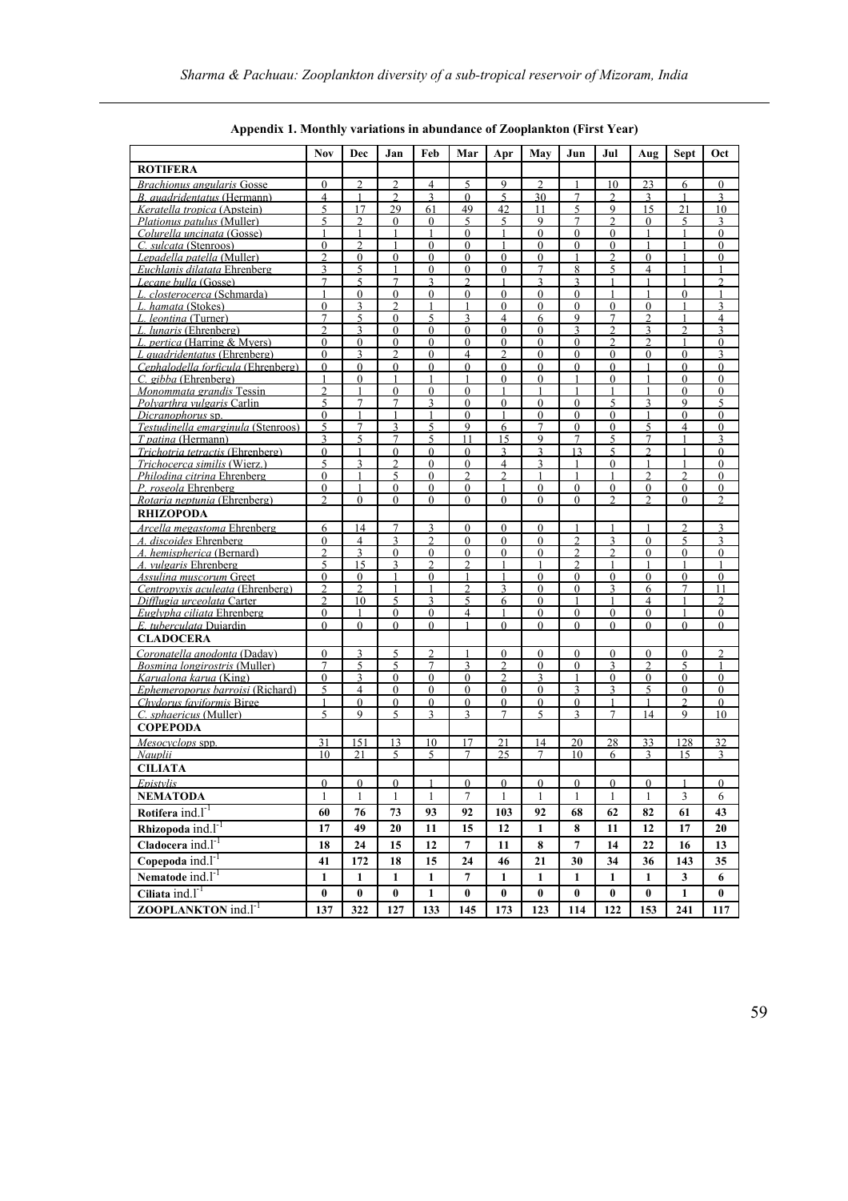**Appendix 1. Monthly variations in abundance of Zooplankton (First Year)**

| | Nov | Dec | Jan | Feb | Mar | Apr | May | Jun | Jul | Aug | Sept | Oct |
|---|---|---|---|---|---|---|---|---|---|---|---|---|
| **ROTIFERA** | | | | | | | | | | | | |
| *Brachionus angularis* Gosse | 0 | 2 | 2 | 4 | 5 | 9 | 2 | 1 | 10 | 23 | 6 | 0 |
| *B. quadridentatus* (Hermann) | 4 | 1 | 2 | 3 | 0 | 5 | 30 | 7 | 2 | 3 | 1 | 3 |
| *Keratella tropica* (Apstein) | 5 | 17 | 29 | 61 | 49 | 42 | 11 | 5 | 9 | 15 | 21 | 10 |
| *Plationus patulus* (Muller) | 5 | 2 | 0 | 0 | 5 | 5 | 9 | 7 | 2 | 0 | 5 | 3 |
| *Colurella uncinata* (Gosse) | 1 | 1 | 1 | 1 | 0 | 1 | 0 | 0 | 0 | 1 | 1 | 0 |
| *C. sulcata* (Stenroos) | 0 | 2 | 1 | 0 | 0 | 1 | 0 | 0 | 0 | 1 | 1 | 0 |
| *Lepadella patella* (Muller) | 2 | 0 | 0 | 0 | 0 | 0 | 0 | 1 | 2 | 0 | 1 | 0 |
| *Euchlanis dilatata* Ehrenberg | 3 | 5 | 1 | 0 | 0 | 0 | 7 | 8 | 5 | 4 | 1 | 1 |
| *Lecane bulla* (Gosse) | 7 | 5 | 7 | 3 | 2 | 1 | 3 | 3 | 1 | 1 | 1 | 2 |
| *L. closterocerca* (Schmarda) | 1 | 0 | 0 | 0 | 0 | 0 | 0 | 0 | 1 | 1 | 0 | 1 |
| *L. hamata* (Stokes) | 0 | 3 | 2 | 1 | 1 | 0 | 0 | 0 | 0 | 0 | 1 | 3 |
| *L. leontina* (Turner) | 7 | 5 | 0 | 5 | 3 | 4 | 6 | 9 | 7 | 2 | 1 | 4 |
| *L. lunaris* (Ehrenberg) | 2 | 3 | 0 | 0 | 0 | 0 | 0 | 3 | 2 | 3 | 2 | 3 |
| *L. pertica* (Harring & Myers) | 0 | 0 | 0 | 0 | 0 | 0 | 0 | 0 | 2 | 2 | 1 | 0 |
| *L quadridentatus* (Ehrenberg) | 0 | 3 | 2 | 0 | 4 | 2 | 0 | 0 | 0 | 0 | 0 | 3 |
| *Cephalodella forficula* (Ehrenberg) | 0 | 0 | 0 | 0 | 0 | 0 | 0 | 0 | 0 | 1 | 0 | 0 |
| *C. gibba* (Ehrenberg) | 1 | 0 | 1 | 1 | 1 | 0 | 0 | 1 | 0 | 1 | 0 | 0 |
| *Monommata grandis* Tessin | 2 | 1 | 0 | 0 | 0 | 1 | 1 | 1 | 1 | 1 | 0 | 0 |
| *Polyarthra vulgaris* Carlin | 5 | 7 | 7 | 3 | 0 | 0 | 0 | 0 | 5 | 3 | 9 | 5 |
| *Dicranophorus* sp. | 0 | 1 | 1 | 1 | 0 | 1 | 0 | 0 | 0 | 1 | 0 | 0 |
| *Testudinella emarginula* (Stenroos) | 5 | 7 | 3 | 5 | 9 | 6 | 7 | 0 | 0 | 5 | 4 | 0 |
| *T patina* (Hermann) | 3 | 5 | 7 | 5 | 11 | 15 | 9 | 7 | 5 | 7 | 1 | 3 |
| *Trichotria tetractis* (Ehrenberg) | 0 | 1 | 0 | 0 | 0 | 3 | 3 | 13 | 5 | 2 | 1 | 0 |
| *Trichocerca similis* (Wierz.) | 5 | 3 | 2 | 0 | 0 | 4 | 3 | 1 | 0 | 1 | 1 | 0 |
| *Philodina citrina* Ehrenberg | 0 | 1 | 5 | 0 | 2 | 2 | 1 | 1 | 1 | 2 | 2 | 0 |
| *P. roseola* Ehrenberg | 0 | 1 | 0 | 0 | 0 | 1 | 0 | 0 | 0 | 0 | 0 | 0 |
| *Rotaria neptunia* (Ehrenberg) | 2 | 0 | 0 | 0 | 0 | 0 | 0 | 0 | 2 | 2 | 0 | 2 |
| **RHIZOPODA** | | | | | | | | | | | | |
| *Arcella megastoma* Ehrenberg | 6 | 14 | 7 | 3 | 0 | 0 | 0 | 1 | 1 | 1 | 2 | 3 |
| *A. discoides* Ehrenberg | 0 | 4 | 3 | 2 | 0 | 0 | 0 | 2 | 3 | 0 | 5 | 3 |
| *A. hemispherica* (Bernard) | 2 | 3 | 0 | 0 | 0 | 0 | 0 | 2 | 2 | 0 | 0 | 0 |
| *A. vulgaris* Ehrenberg | 5 | 15 | 3 | 2 | 2 | 1 | 1 | 2 | 1 | 1 | 1 | 1 |
| *Assulina muscorum* Greet | 0 | 0 | 1 | 0 | 1 | 1 | 0 | 0 | 0 | 0 | 0 | 0 |
| *Centropyxis aculeata* (Ehrenberg) | 2 | 2 | 1 | 1 | 2 | 3 | 0 | 0 | 3 | 6 | 7 | 11 |
| *Difflugia urceolata* Carter | 2 | 10 | 5 | 3 | 5 | 6 | 0 | 1 | 1 | 4 | 1 | 2 |
| *Euglypha ciliata* Ehrenberg | 0 | 1 | 0 | 0 | 4 | 1 | 0 | 0 | 0 | 0 | 1 | 0 |
| *E. tuberculata* Dujardin | 0 | 0 | 0 | 0 | 1 | 0 | 0 | 0 | 0 | 0 | 0 | 0 |
| **CLADOCERA** | | | | | | | | | | | | |
| *Coronatella anodonta* (Daday) | 0 | 3 | 5 | 2 | 1 | 0 | 0 | 0 | 0 | 0 | 0 | 2 |
| *Bosmina longirostris* (Muller) | 7 | 5 | 5 | 7 | 3 | 2 | 0 | 0 | 3 | 2 | 5 | 1 |
| *Karualona karua* (King) | 0 | 3 | 0 | 0 | 0 | 2 | 3 | 1 | 0 | 0 | 0 | 0 |
| *Ephemeroporus barroisi* (Richard) | 5 | 4 | 0 | 0 | 0 | 0 | 0 | 3 | 3 | 5 | 0 | 0 |
| *Chydorus faviformis* Birge | 1 | 0 | 0 | 0 | 0 | 0 | 0 | 0 | 1 | 1 | 2 | 0 |
| *C. sphaericus* (Muller) | 5 | 9 | 5 | 3 | 3 | 7 | 5 | 3 | 7 | 14 | 9 | 10 |
| **COPEPODA** | | | | | | | | | | | | |
| *Mesocyclops* spp. | 31 | 151 | 13 | 10 | 17 | 21 | 14 | 20 | 28 | 33 | 128 | 32 |
| *Nauplii* | 10 | 21 | 5 | 5 | 7 | 25 | 7 | 10 | 6 | 3 | 15 | 3 |
| **CILIATA** | | | | | | | | | | | | |
| *Epistylis* | 0 | 0 | 0 | 1 | 0 | 0 | 0 | 0 | 0 | 0 | 1 | 0 |
| **NEMATODA** | 1 | 1 | 1 | 1 | 7 | 1 | 1 | 1 | 1 | 1 | 3 | 6 |
| **Rotifera** ind.$l^{-1}$ | **60** | **76** | **73** | **93** | **92** | **103** | **92** | **68** | **62** | **82** | **61** | **43** |
| **Rhizopoda** ind.$l^{-1}$ | **17** | **49** | **20** | **11** | **15** | **12** | **1** | **8** | **11** | **12** | **17** | **20** |
| **Cladocera** ind.$l^{-1}$ | **18** | **24** | **15** | **12** | **7** | **11** | **8** | **7** | **14** | **22** | **16** | **13** |
| **Copepoda** ind.$l^{-1}$ | **41** | **172** | **18** | **15** | **24** | **46** | **21** | **30** | **34** | **36** | **143** | **35** |
| **Nematode** ind.$l^{-1}$ | **1** | **1** | **1** | **1** | **7** | **1** | **1** | **1** | **1** | **1** | **3** | **6** |
| **Ciliata** ind.$l^{-1}$ | **0** | **0** | **0** | **1** | **0** | **0** | **0** | **0** | **0** | **0** | **1** | **0** |
| **ZOOPLANKTON** ind.$l^{-1}$ | **137** | **322** | **127** | **133** | **145** | **173** | **123** | **114** | **122** | **153** | **241** | **117** |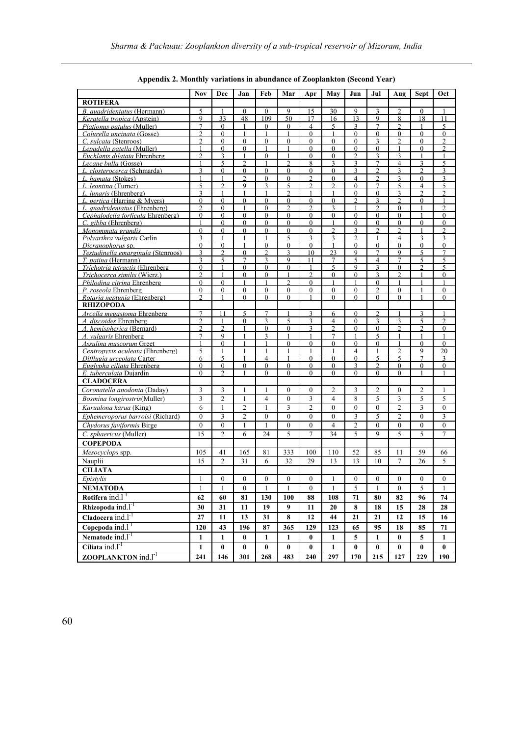**Appendix 2. Monthly variations in abundance of Zooplankton (Second Year)**

| | Nov | Dec | Jan | Feb | Mar | Apr | May | Jun | Jul | Aug | Sept | Oct |
|---|---|---|---|---|---|---|---|---|---|---|---|---|
| **ROTIFERA** | | | | | | | | | | | | |
| *B. quadridentatus* (Hermann) | 5 | 1 | 0 | 0 | 9 | 15 | 30 | 9 | 3 | 2 | 0 | 1 |
| *Keratella tropica* (Apstein) | 9 | 33 | 48 | 109 | 50 | 17 | 16 | 13 | 9 | 8 | 18 | 11 |
| *Plationus patulus* (Muller) | 7 | 0 | 1 | 0 | 0 | 4 | 5 | 3 | 7 | 2 | 1 | 5 |
| *Colurella uncinata* (Gosse) | 2 | 0 | 1 | 1 | 1 | 0 | 1 | 0 | 0 | 0 | 0 | 0 |
| *C. sulcata* (Stenroos) | 2 | 0 | 0 | 0 | 0 | 0 | 0 | 0 | 3 | 2 | 0 | 2 |
| *Lepadella patella* (Muller) | 1 | 0 | 0 | 1 | 1 | 0 | 0 | 0 | 0 | 1 | 0 | 2 |
| *Euchlanis dilatata* Ehrenberg | 2 | 3 | 1 | 0 | 1 | 0 | 0 | 2 | 3 | 3 | 1 | 1 |
| *Lecane bulla* (Gosse) | 1 | 5 | 2 | 1 | 2 | 8 | 3 | 3 | 7 | 4 | 3 | 5 |
| *L. closterocerca* (Schmarda) | 3 | 0 | 0 | 0 | 0 | 0 | 0 | 3 | 2 | 3 | 2 | 3 |
| *L. hamata* (Stokes) | 1 | 1 | 2 | 0 | 0 | 2 | 0 | 4 | 2 | 3 | 0 | 3 |
| *L. leontina* (Turner) | 5 | 2 | 9 | 3 | 5 | 2 | 2 | 0 | 7 | 5 | 4 | 5 |
| *L. lunaris* (Ehrenberg) | 3 | 1 | 1 | 1 | 2 | 1 | 1 | 0 | 0 | 3 | 2 | 2 |
| *L. pertica* (Harring & Myers) | 0 | 0 | 0 | 0 | 0 | 0 | 0 | 2 | 3 | 2 | 0 | 1 |
| *L. quadridentatus* (Ehrenberg) | 2 | 0 | 1 | 0 | 2 | 2 | 3 | 1 | 2 | 0 | 1 | 2 |
| *Cephalodella forficula* Ehrenberg) | 0 | 0 | 0 | 0 | 0 | 0 | 0 | 0 | 0 | 0 | 1 | 0 |
| *C. gibba* (Ehrenberg) | 1 | 0 | 0 | 0 | 0 | 0 | 1 | 0 | 0 | 0 | 0 | 0 |
| *Monommata grandis* | 0 | 0 | 0 | 0 | 0 | 0 | 2 | 3 | 2 | 2 | 1 | 2 |
| *Polyarthra vulgaris* Carlin | 3 | 1 | 1 | 1 | 5 | 3 | 3 | 2 | 1 | 4 | 3 | 3 |
| *Dicranophorus* sp. | 0 | 0 | 1 | 0 | 0 | 0 | 1 | 0 | 0 | 0 | 0 | 0 |
| *Testudinella emarginula* (Stenroos) | 3 | 2 | 0 | 2 | 3 | 10 | 23 | 9 | 7 | 9 | 5 | 7 |
| *T. patina* (Hermann) | 3 | 5 | 7 | 3 | 9 | 11 | 7 | 5 | 4 | 7 | 5 | 5 |
| *Trichotria tetractis* (Ehrenberg | 0 | 1 | 0 | 0 | 0 | 1 | 5 | 9 | 3 | 0 | 2 | 5 |
| *Trichocerca similis* (Wierz.) | 2 | 1 | 0 | 0 | 1 | 2 | 0 | 0 | 3 | 2 | 1 | 0 |
| *Philodina citrina* Ehrenberg | 0 | 0 | 1 | 1 | 2 | 0 | 1 | 1 | 0 | 1 | 1 | 1 |
| *P. roseola* Ehrenberg | 0 | 0 | 0 | 0 | 0 | 0 | 0 | 0 | 2 | 0 | 1 | 0 |
| *Rotaria neptunia* (Ehrenberg) | 2 | 1 | 0 | 0 | 0 | 1 | 0 | 0 | 0 | 0 | 1 | 0 |
| **RHIZOPODA** | | | | | | | | | | | | |
| *Arcella megastoma* Ehrenberg | 7 | 11 | 5 | 7 | 1 | 3 | 6 | 0 | 2 | 1 | 3 | 1 |
| *A. discoides* Ehrenberg | 2 | 1 | 0 | 3 | 5 | 3 | 4 | 0 | 3 | 3 | 5 | 2 |
| *A. hemispherica* (Bernard) | 2 | 2 | 1 | 0 | 0 | 3 | 2 | 0 | 0 | 2 | 2 | 0 |
| *A. vulgaris* Ehrenberg | 7 | 9 | 1 | 3 | 1 | 1 | 7 | 1 | 5 | 1 | 1 | 1 |
| *Assulina muscorum* Greet | 1 | 0 | 1 | 1 | 0 | 0 | 0 | 0 | 0 | 1 | 0 | 0 |
| *Centropyxis aculeata* (Ehrenberg) | 5 | 1 | 1 | 1 | 1 | 1 | 1 | 4 | 1 | 2 | 9 | 20 |
| *Difflugia urceolata* Carter | 6 | 5 | 1 | 4 | 1 | 0 | 0 | 0 | 5 | 5 | 7 | 3 |
| *Euglypha ciliata* Ehrenberg | 0 | 0 | 0 | 0 | 0 | 0 | 0 | 3 | 2 | 0 | 0 | 0 |
| *E. tuberculata* Dujardin | 0 | 2 | 1 | 0 | 0 | 0 | 0 | 0 | 0 | 0 | 1 | 1 |
| **CLADOCERA** | | | | | | | | | | | | |
| *Coronatella anodonta* (Daday) | 3 | 3 | 1 | 1 | 0 | 0 | 2 | 3 | 2 | 0 | 2 | 1 |
| *Bosmina longirostris*(Muller) | 3 | 2 | 1 | 4 | 0 | 3 | 4 | 8 | 5 | 3 | 5 | 5 |
| *Karualona karua* (King) | 6 | 1 | 2 | 1 | 3 | 2 | 0 | 0 | 0 | 2 | 3 | 0 |
| *Ephemeroporus barroisi* (Richard) | 0 | 3 | 2 | 0 | 0 | 0 | 0 | 3 | 5 | 2 | 0 | 3 |
| *Chydorus faviformis* Birge | 0 | 0 | 1 | 1 | 0 | 0 | 4 | 2 | 0 | 0 | 0 | 0 |
| *C. sphaericus* (Muller) | 15 | 2 | 6 | 24 | 5 | 7 | 34 | 5 | 9 | 5 | 5 | 7 |
| **COPEPODA** | | | | | | | | | | | | |
| *Mesocyclops* spp. | 105 | 41 | 165 | 81 | 333 | 100 | 110 | 52 | 85 | 11 | 59 | 66 |
| Nauplii | 15 | 2 | 31 | 6 | 32 | 29 | 13 | 13 | 10 | 7 | 26 | 5 |
| **CILIATA** | | | | | | | | | | | | |
| *Epistylis* | 1 | 0 | 0 | 0 | 0 | 0 | 1 | 0 | 0 | 0 | 0 | 0 |
| **NEMATODA** | 1 | 1 | 0 | 1 | 1 | 0 | 1 | 5 | 1 | 0 | 5 | 1 |
| **Rotifera** ind.$l^{-1}$ | **62** | **60** | **81** | **130** | **100** | **88** | **108** | **71** | **80** | **82** | **96** | **74** |
| **Rhizopoda** ind.$l^{-1}$ | **30** | **31** | **11** | **19** | **9** | **11** | **20** | **8** | **18** | **15** | **28** | **28** |
| **Cladocera** ind.$l^{-1}$ | **27** | **11** | **13** | **31** | **8** | **12** | **44** | **21** | **21** | **12** | **15** | **16** |
| **Copepoda** ind.$l^{-1}$ | **120** | **43** | **196** | **87** | **365** | **129** | **123** | **65** | **95** | **18** | **85** | **71** |
| **Nematode** ind.$l^{-1}$ | **1** | **1** | **0** | **1** | **1** | **0** | **1** | **5** | **1** | **0** | **5** | **1** |
| **Ciliata** ind.$l^{-1}$ | **1** | **0** | **0** | **0** | **0** | **0** | **1** | **0** | **0** | **0** | **0** | **0** |
| **ZOOPLANKTON** ind.$l^{-1}$ | **241** | **146** | **301** | **268** | **483** | **240** | **297** | **170** | **215** | **127** | **229** | **190** |